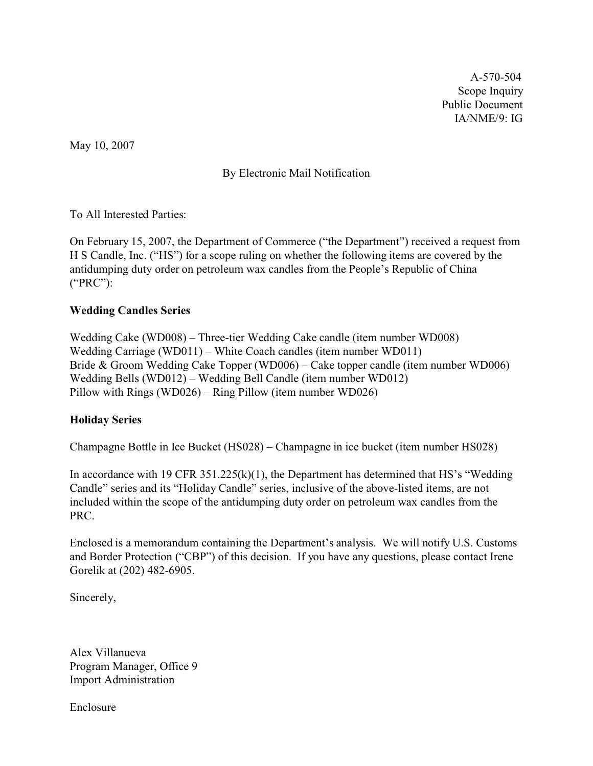A-570-504
Scope Inquiry
Public Document
IA/NME/9: IG

May 10, 2007

By Electronic Mail Notification

To All Interested Parties:

On February 15, 2007, the Department of Commerce ("the Department") received a request from H S Candle, Inc. ("HS") for a scope ruling on whether the following items are covered by the antidumping duty order on petroleum wax candles from the People's Republic of China ("PRC"):

**Wedding Candles Series**

Wedding Cake (WD008) – Three-tier Wedding Cake candle (item number WD008)
Wedding Carriage (WD011) – White Coach candles (item number WD011)
Bride & Groom Wedding Cake Topper (WD006) – Cake topper candle (item number WD006)
Wedding Bells (WD012) – Wedding Bell Candle (item number WD012)
Pillow with Rings (WD026) – Ring Pillow (item number WD026)

**Holiday Series**

Champagne Bottle in Ice Bucket (HS028) – Champagne in ice bucket (item number HS028)

In accordance with 19 CFR 351.225(k)(1), the Department has determined that HS's "Wedding Candle" series and its "Holiday Candle" series, inclusive of the above-listed items, are not included within the scope of the antidumping duty order on petroleum wax candles from the PRC.

Enclosed is a memorandum containing the Department's analysis. We will notify U.S. Customs and Border Protection ("CBP") of this decision. If you have any questions, please contact Irene Gorelik at (202) 482-6905.

Sincerely,

Alex Villanueva
Program Manager, Office 9
Import Administration

Enclosure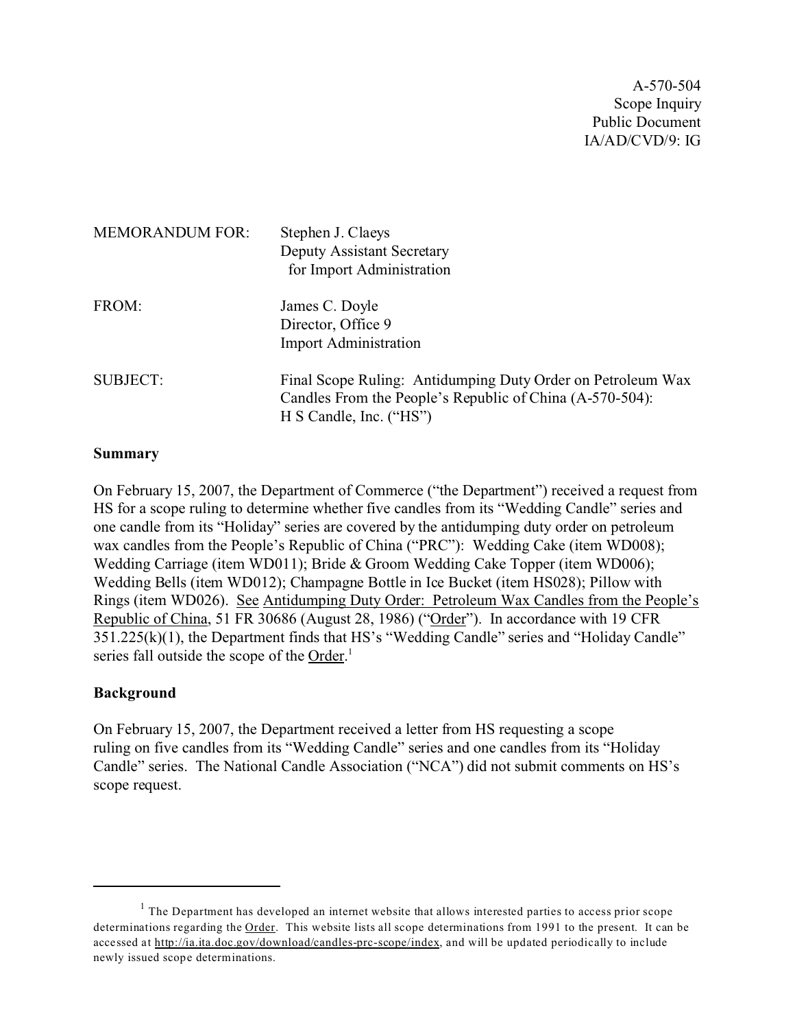A-570-504
Scope Inquiry
Public Document
IA/AD/CVD/9: IG

MEMORANDUM FOR: Stephen J. Claeys
Deputy Assistant Secretary
for Import Administration

FROM: James C. Doyle
Director, Office 9
Import Administration

SUBJECT: Final Scope Ruling: Antidumping Duty Order on Petroleum Wax Candles From the People's Republic of China (A-570-504): H S Candle, Inc. ("HS")

## Summary

On February 15, 2007, the Department of Commerce ("the Department") received a request from HS for a scope ruling to determine whether five candles from its "Wedding Candle" series and one candle from its "Holiday" series are covered by the antidumping duty order on petroleum wax candles from the People's Republic of China ("PRC"): Wedding Cake (item WD008); Wedding Carriage (item WD011); Bride & Groom Wedding Cake Topper (item WD006); Wedding Bells (item WD012); Champagne Bottle in Ice Bucket (item HS028); Pillow with Rings (item WD026). See Antidumping Duty Order: Petroleum Wax Candles from the People's Republic of China, 51 FR 30686 (August 28, 1986) ("Order"). In accordance with 19 CFR 351.225(k)(1), the Department finds that HS's "Wedding Candle" series and "Holiday Candle" series fall outside the scope of the Order.[1]

## Background

On February 15, 2007, the Department received a letter from HS requesting a scope ruling on five candles from its "Wedding Candle" series and one candles from its "Holiday Candle" series. The National Candle Association ("NCA") did not submit comments on HS's scope request.

---

[1] The Department has developed an internet website that allows interested parties to access prior scope determinations regarding the Order. This website lists all scope determinations from 1991 to the present. It can be accessed at http://ia.ita.doc.gov/download/candles-prc-scope/index, and will be updated periodically to include newly issued scope determinations.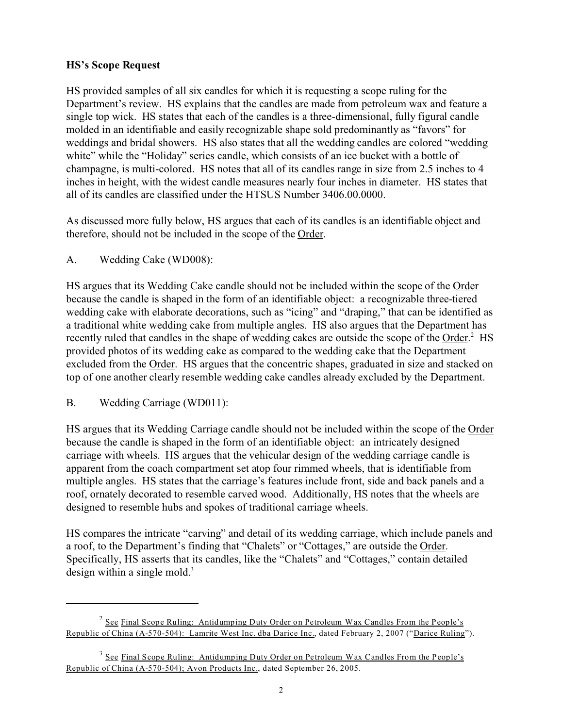**HS's Scope Request**

HS provided samples of all six candles for which it is requesting a scope ruling for the Department's review. HS explains that the candles are made from petroleum wax and feature a single top wick. HS states that each of the candles is a three-dimensional, fully figural candle molded in an identifiable and easily recognizable shape sold predominantly as "favors" for weddings and bridal showers. HS also states that all the wedding candles are colored "wedding white" while the "Holiday" series candle, which consists of an ice bucket with a bottle of champagne, is multi-colored. HS notes that all of its candles range in size from 2.5 inches to 4 inches in height, with the widest candle measures nearly four inches in diameter. HS states that all of its candles are classified under the HTSUS Number 3406.00.0000.

As discussed more fully below, HS argues that each of its candles is an identifiable object and therefore, should not be included in the scope of the Order.

A. Wedding Cake (WD008):

HS argues that its Wedding Cake candle should not be included within the scope of the Order because the candle is shaped in the form of an identifiable object: a recognizable three-tiered wedding cake with elaborate decorations, such as "icing" and "draping," that can be identified as a traditional white wedding cake from multiple angles. HS also argues that the Department has recently ruled that candles in the shape of wedding cakes are outside the scope of the Order.[2] HS provided photos of its wedding cake as compared to the wedding cake that the Department excluded from the Order. HS argues that the concentric shapes, graduated in size and stacked on top of one another clearly resemble wedding cake candles already excluded by the Department.

B. Wedding Carriage (WD011):

HS argues that its Wedding Carriage candle should not be included within the scope of the Order because the candle is shaped in the form of an identifiable object: an intricately designed carriage with wheels. HS argues that the vehicular design of the wedding carriage candle is apparent from the coach compartment set atop four rimmed wheels, that is identifiable from multiple angles. HS states that the carriage's features include front, side and back panels and a roof, ornately decorated to resemble carved wood. Additionally, HS notes that the wheels are designed to resemble hubs and spokes of traditional carriage wheels.

HS compares the intricate "carving" and detail of its wedding carriage, which include panels and a roof, to the Department's finding that "Chalets" or "Cottages," are outside the Order. Specifically, HS asserts that its candles, like the "Chalets" and "Cottages," contain detailed design within a single mold.[3]

---

[2] See Final Scope Ruling: Antidumping Duty Order on Petroleum Wax Candles From the People's Republic of China (A-570-504): Lamrite West Inc. dba Darice Inc., dated February 2, 2007 ("Darice Ruling").

[3] See Final Scope Ruling: Antidumping Duty Order on Petroleum Wax Candles From the People's Republic of China (A-570-504); Avon Products Inc., dated September 26, 2005.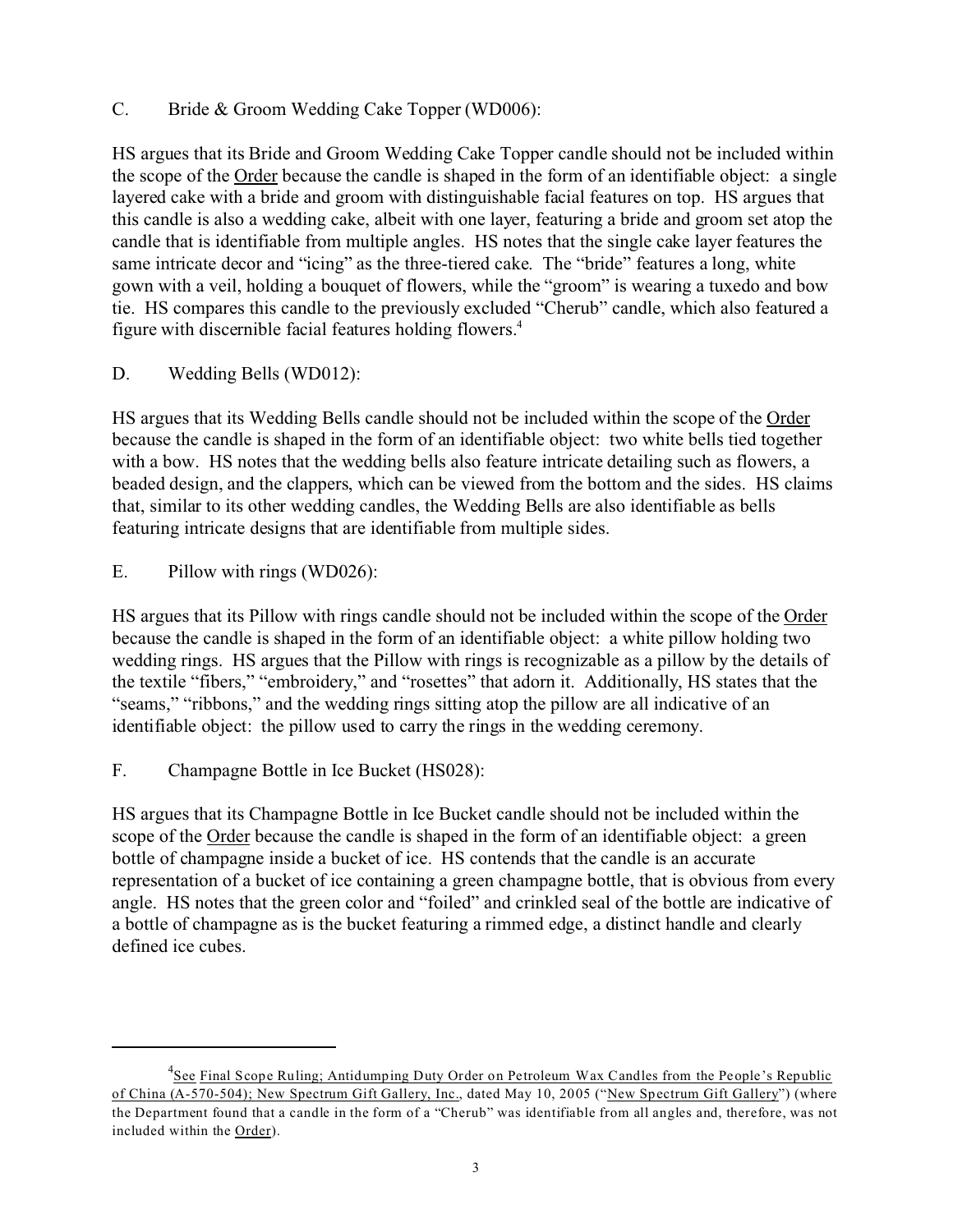C. Bride & Groom Wedding Cake Topper (WD006):

HS argues that its Bride and Groom Wedding Cake Topper candle should not be included within the scope of the Order because the candle is shaped in the form of an identifiable object: a single layered cake with a bride and groom with distinguishable facial features on top. HS argues that this candle is also a wedding cake, albeit with one layer, featuring a bride and groom set atop the candle that is identifiable from multiple angles. HS notes that the single cake layer features the same intricate decor and "icing" as the three-tiered cake. The "bride" features a long, white gown with a veil, holding a bouquet of flowers, while the "groom" is wearing a tuxedo and bow tie. HS compares this candle to the previously excluded "Cherub" candle, which also featured a figure with discernible facial features holding flowers.[4]

D. Wedding Bells (WD012):

HS argues that its Wedding Bells candle should not be included within the scope of the Order because the candle is shaped in the form of an identifiable object: two white bells tied together with a bow. HS notes that the wedding bells also feature intricate detailing such as flowers, a beaded design, and the clappers, which can be viewed from the bottom and the sides. HS claims that, similar to its other wedding candles, the Wedding Bells are also identifiable as bells featuring intricate designs that are identifiable from multiple sides.

E. Pillow with rings (WD026):

HS argues that its Pillow with rings candle should not be included within the scope of the Order because the candle is shaped in the form of an identifiable object: a white pillow holding two wedding rings. HS argues that the Pillow with rings is recognizable as a pillow by the details of the textile "fibers," "embroidery," and "rosettes" that adorn it. Additionally, HS states that the "seams," "ribbons," and the wedding rings sitting atop the pillow are all indicative of an identifiable object: the pillow used to carry the rings in the wedding ceremony.

F. Champagne Bottle in Ice Bucket (HS028):

HS argues that its Champagne Bottle in Ice Bucket candle should not be included within the scope of the Order because the candle is shaped in the form of an identifiable object: a green bottle of champagne inside a bucket of ice. HS contends that the candle is an accurate representation of a bucket of ice containing a green champagne bottle, that is obvious from every angle. HS notes that the green color and "foiled" and crinkled seal of the bottle are indicative of a bottle of champagne as is the bucket featuring a rimmed edge, a distinct handle and clearly defined ice cubes.

---

[4] See Final Scope Ruling; Antidumping Duty Order on Petroleum Wax Candles from the People's Republic of China (A-570-504); New Spectrum Gift Gallery, Inc., dated May 10, 2005 ("New Spectrum Gift Gallery") (where the Department found that a candle in the form of a "Cherub" was identifiable from all angles and, therefore, was not included within the Order).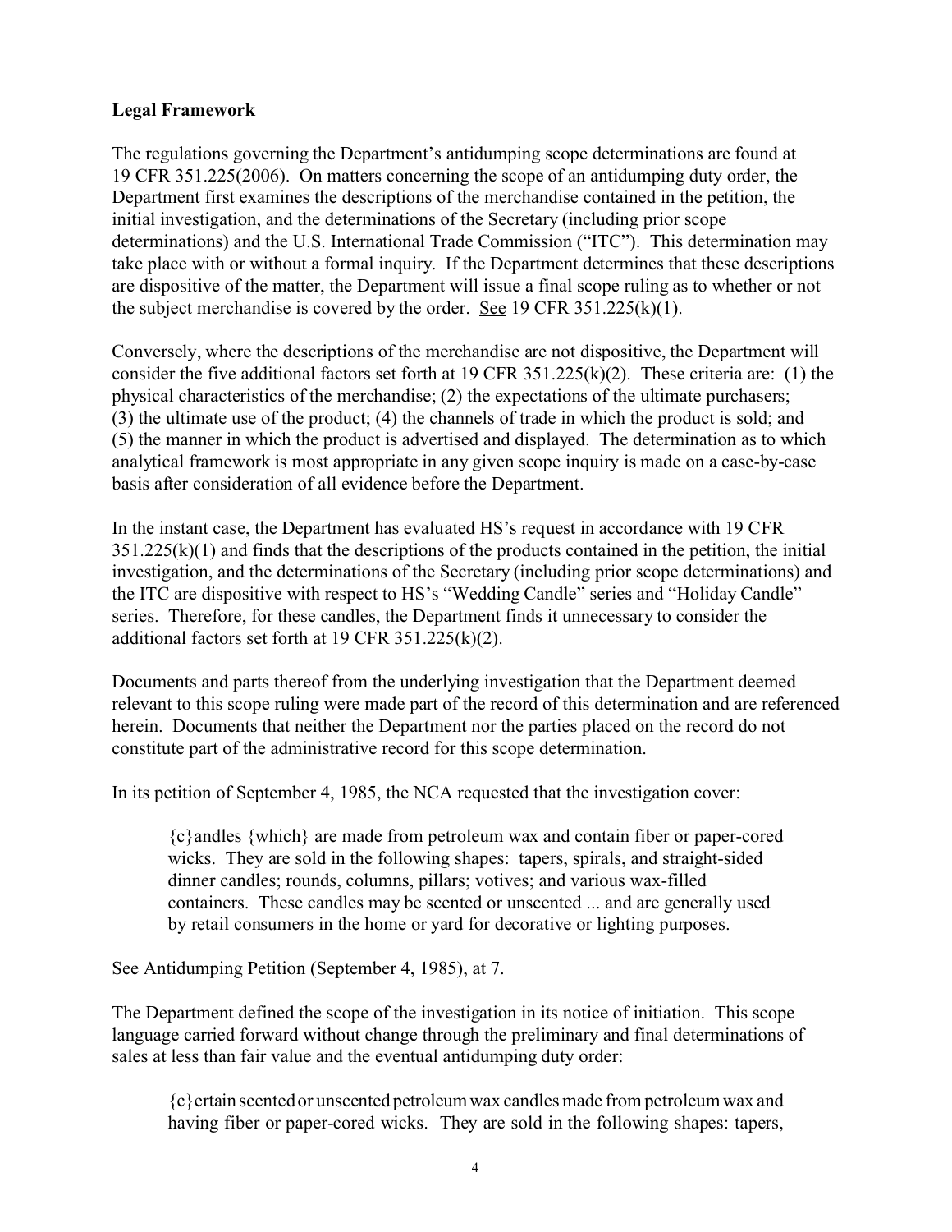**Legal Framework**

The regulations governing the Department's antidumping scope determinations are found at 19 CFR 351.225(2006). On matters concerning the scope of an antidumping duty order, the Department first examines the descriptions of the merchandise contained in the petition, the initial investigation, and the determinations of the Secretary (including prior scope determinations) and the U.S. International Trade Commission ("ITC"). This determination may take place with or without a formal inquiry. If the Department determines that these descriptions are dispositive of the matter, the Department will issue a final scope ruling as to whether or not the subject merchandise is covered by the order. See 19 CFR 351.225(k)(1).

Conversely, where the descriptions of the merchandise are not dispositive, the Department will consider the five additional factors set forth at 19 CFR 351.225(k)(2). These criteria are: (1) the physical characteristics of the merchandise; (2) the expectations of the ultimate purchasers; (3) the ultimate use of the product; (4) the channels of trade in which the product is sold; and (5) the manner in which the product is advertised and displayed. The determination as to which analytical framework is most appropriate in any given scope inquiry is made on a case-by-case basis after consideration of all evidence before the Department.

In the instant case, the Department has evaluated HS's request in accordance with 19 CFR 351.225(k)(1) and finds that the descriptions of the products contained in the petition, the initial investigation, and the determinations of the Secretary (including prior scope determinations) and the ITC are dispositive with respect to HS's "Wedding Candle" series and "Holiday Candle" series. Therefore, for these candles, the Department finds it unnecessary to consider the additional factors set forth at 19 CFR 351.225(k)(2).

Documents and parts thereof from the underlying investigation that the Department deemed relevant to this scope ruling were made part of the record of this determination and are referenced herein. Documents that neither the Department nor the parties placed on the record do not constitute part of the administrative record for this scope determination.

In its petition of September 4, 1985, the NCA requested that the investigation cover:

> {c}andles {which} are made from petroleum wax and contain fiber or paper-cored wicks. They are sold in the following shapes: tapers, spirals, and straight-sided dinner candles; rounds, columns, pillars; votives; and various wax-filled containers. These candles may be scented or unscented ... and are generally used by retail consumers in the home or yard for decorative or lighting purposes.

See Antidumping Petition (September 4, 1985), at 7.

The Department defined the scope of the investigation in its notice of initiation. This scope language carried forward without change through the preliminary and final determinations of sales at less than fair value and the eventual antidumping duty order:

> {c}ertain scented or unscented petroleum wax candles made from petroleum wax and having fiber or paper-cored wicks. They are sold in the following shapes: tapers,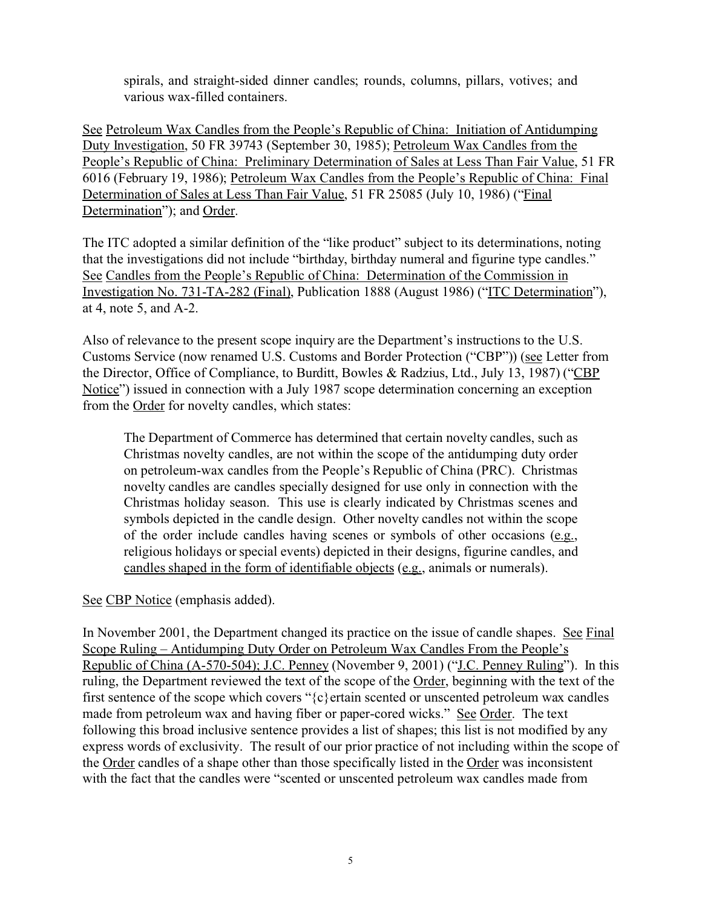> spirals, and straight-sided dinner candles; rounds, columns, pillars, votives; and various wax-filled containers.

See Petroleum Wax Candles from the People's Republic of China: Initiation of Antidumping Duty Investigation, 50 FR 39743 (September 30, 1985); Petroleum Wax Candles from the People's Republic of China: Preliminary Determination of Sales at Less Than Fair Value, 51 FR 6016 (February 19, 1986); Petroleum Wax Candles from the People's Republic of China: Final Determination of Sales at Less Than Fair Value, 51 FR 25085 (July 10, 1986) ("Final Determination"); and Order.

The ITC adopted a similar definition of the "like product" subject to its determinations, noting that the investigations did not include "birthday, birthday numeral and figurine type candles." See Candles from the People's Republic of China: Determination of the Commission in Investigation No. 731-TA-282 (Final), Publication 1888 (August 1986) ("ITC Determination"), at 4, note 5, and A-2.

Also of relevance to the present scope inquiry are the Department's instructions to the U.S. Customs Service (now renamed U.S. Customs and Border Protection ("CBP")) (see Letter from the Director, Office of Compliance, to Burditt, Bowles & Radzius, Ltd., July 13, 1987) ("CBP Notice") issued in connection with a July 1987 scope determination concerning an exception from the Order for novelty candles, which states:

> The Department of Commerce has determined that certain novelty candles, such as Christmas novelty candles, are not within the scope of the antidumping duty order on petroleum-wax candles from the People's Republic of China (PRC). Christmas novelty candles are candles specially designed for use only in connection with the Christmas holiday season. This use is clearly indicated by Christmas scenes and symbols depicted in the candle design. Other novelty candles not within the scope of the order include candles having scenes or symbols of other occasions (e.g., religious holidays or special events) depicted in their designs, figurine candles, and candles shaped in the form of identifiable objects (e.g., animals or numerals).

See CBP Notice (emphasis added).

In November 2001, the Department changed its practice on the issue of candle shapes. See Final Scope Ruling – Antidumping Duty Order on Petroleum Wax Candles From the People's Republic of China (A-570-504); J.C. Penney (November 9, 2001) ("J.C. Penney Ruling"). In this ruling, the Department reviewed the text of the scope of the Order, beginning with the text of the first sentence of the scope which covers "{c}ertain scented or unscented petroleum wax candles made from petroleum wax and having fiber or paper-cored wicks." See Order. The text following this broad inclusive sentence provides a list of shapes; this list is not modified by any express words of exclusivity. The result of our prior practice of not including within the scope of the Order candles of a shape other than those specifically listed in the Order was inconsistent with the fact that the candles were "scented or unscented petroleum wax candles made from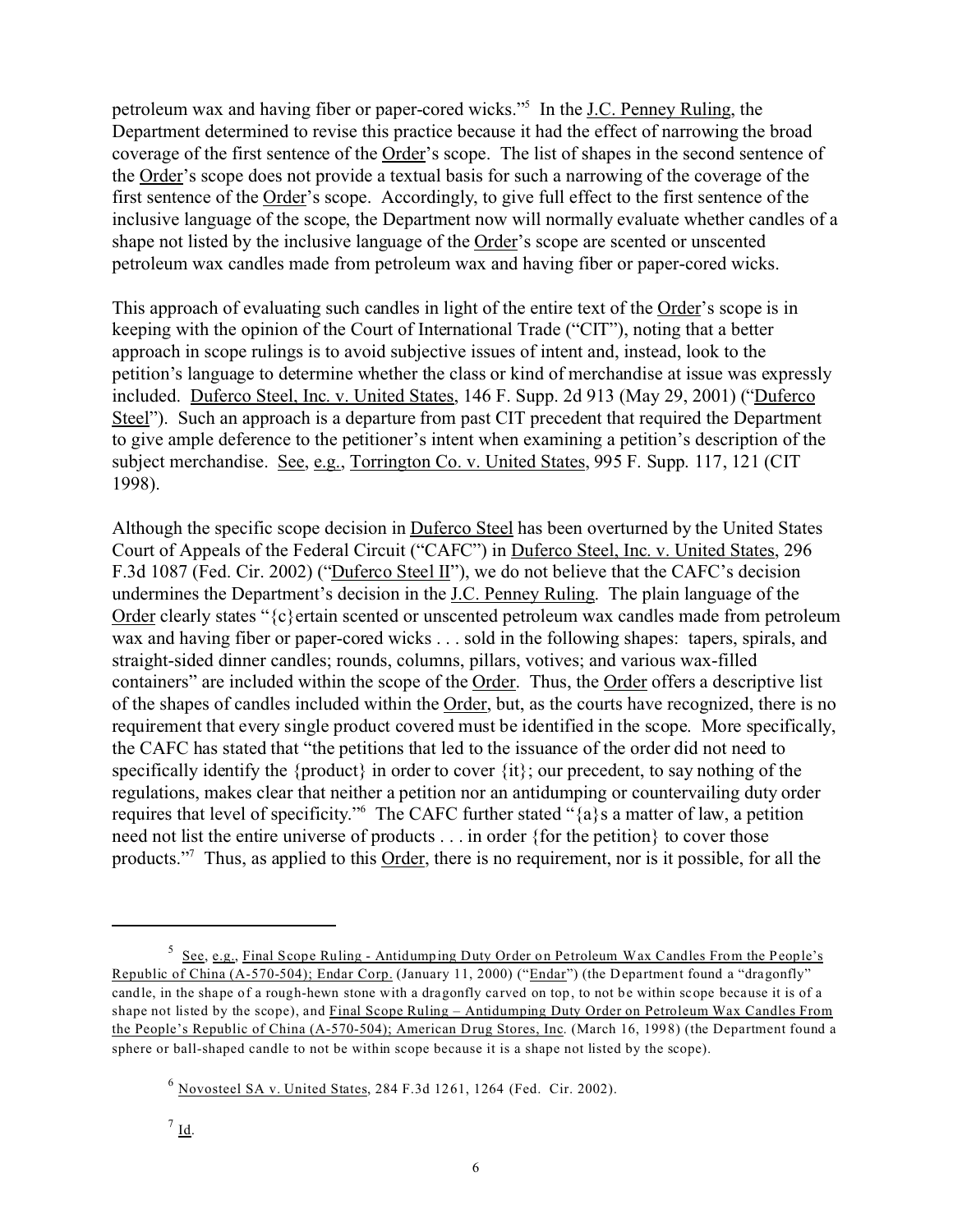petroleum wax and having fiber or paper-cored wicks."[5] In the J.C. Penney Ruling, the Department determined to revise this practice because it had the effect of narrowing the broad coverage of the first sentence of the Order's scope. The list of shapes in the second sentence of the Order's scope does not provide a textual basis for such a narrowing of the coverage of the first sentence of the Order's scope. Accordingly, to give full effect to the first sentence of the inclusive language of the scope, the Department now will normally evaluate whether candles of a shape not listed by the inclusive language of the Order's scope are scented or unscented petroleum wax candles made from petroleum wax and having fiber or paper-cored wicks.

This approach of evaluating such candles in light of the entire text of the Order's scope is in keeping with the opinion of the Court of International Trade ("CIT"), noting that a better approach in scope rulings is to avoid subjective issues of intent and, instead, look to the petition's language to determine whether the class or kind of merchandise at issue was expressly included. Duferco Steel, Inc. v. United States, 146 F. Supp. 2d 913 (May 29, 2001) ("Duferco Steel"). Such an approach is a departure from past CIT precedent that required the Department to give ample deference to the petitioner's intent when examining a petition's description of the subject merchandise. See, e.g., Torrington Co. v. United States, 995 F. Supp. 117, 121 (CIT 1998).

Although the specific scope decision in Duferco Steel has been overturned by the United States Court of Appeals of the Federal Circuit ("CAFC") in Duferco Steel, Inc. v. United States, 296 F.3d 1087 (Fed. Cir. 2002) ("Duferco Steel II"), we do not believe that the CAFC's decision undermines the Department's decision in the J.C. Penney Ruling. The plain language of the Order clearly states "{c}ertain scented or unscented petroleum wax candles made from petroleum wax and having fiber or paper-cored wicks . . . sold in the following shapes: tapers, spirals, and straight-sided dinner candles; rounds, columns, pillars, votives; and various wax-filled containers" are included within the scope of the Order. Thus, the Order offers a descriptive list of the shapes of candles included within the Order, but, as the courts have recognized, there is no requirement that every single product covered must be identified in the scope. More specifically, the CAFC has stated that "the petitions that led to the issuance of the order did not need to specifically identify the {product} in order to cover {it}; our precedent, to say nothing of the regulations, makes clear that neither a petition nor an antidumping or countervailing duty order requires that level of specificity."[6] The CAFC further stated "{a}s a matter of law, a petition need not list the entire universe of products . . . in order {for the petition} to cover those products."[7] Thus, as applied to this Order, there is no requirement, nor is it possible, for all the

---

[5] See, e.g., Final Scope Ruling - Antidumping Duty Order on Petroleum Wax Candles From the People's Republic of China (A-570-504); Endar Corp. (January 11, 2000) ("Endar") (the Department found a "dragonfly" candle, in the shape of a rough-hewn stone with a dragonfly carved on top, to not be within scope because it is of a shape not listed by the scope), and Final Scope Ruling – Antidumping Duty Order on Petroleum Wax Candles From the People's Republic of China (A-570-504); American Drug Stores, Inc. (March 16, 1998) (the Department found a sphere or ball-shaped candle to not be within scope because it is a shape not listed by the scope).

[6] Novosteel SA v. United States, 284 F.3d 1261, 1264 (Fed. Cir. 2002).

[7] Id.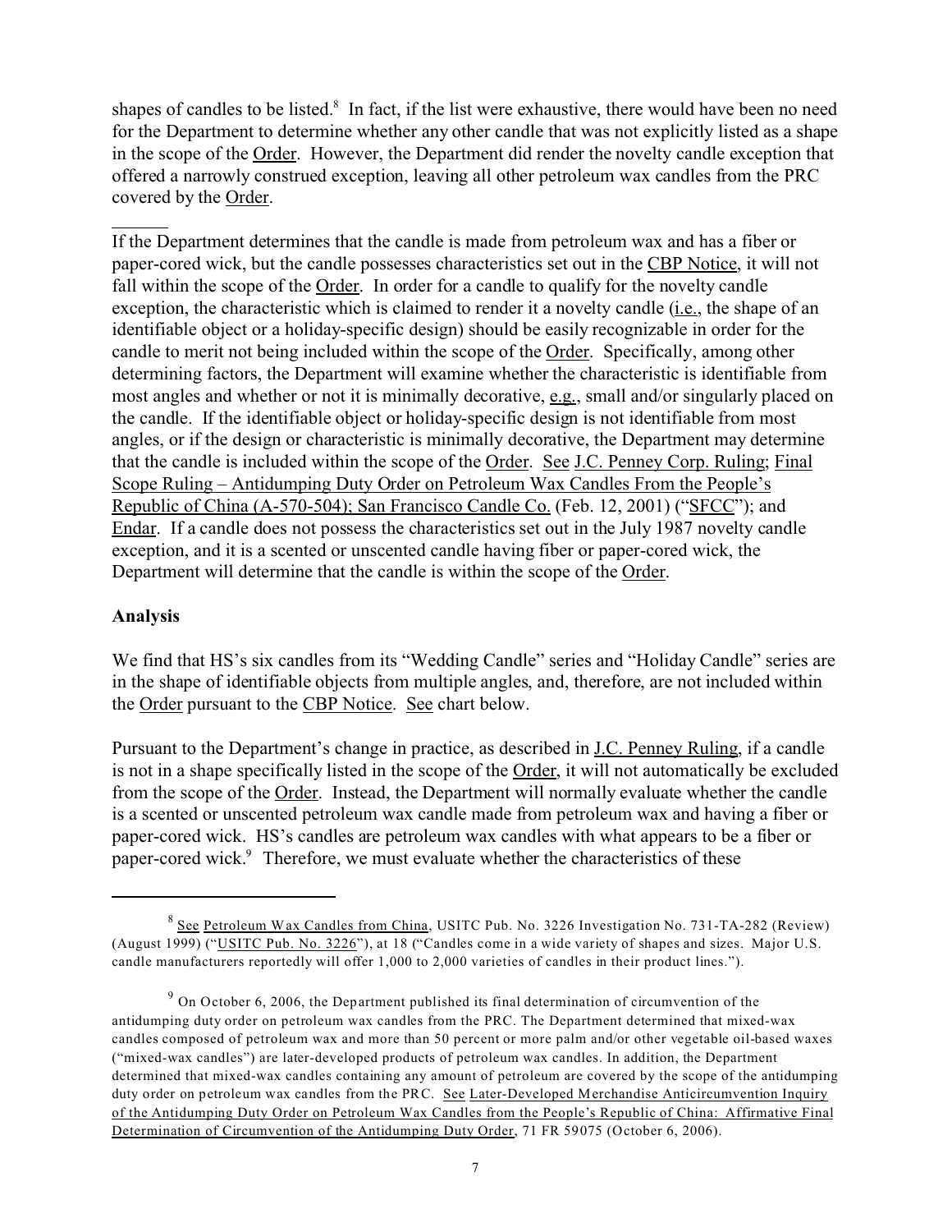shapes of candles to be listed.[8] In fact, if the list were exhaustive, there would have been no need for the Department to determine whether any other candle that was not explicitly listed as a shape in the scope of the Order. However, the Department did render the novelty candle exception that offered a narrowly construed exception, leaving all other petroleum wax candles from the PRC covered by the Order.

If the Department determines that the candle is made from petroleum wax and has a fiber or paper-cored wick, but the candle possesses characteristics set out in the CBP Notice, it will not fall within the scope of the Order. In order for a candle to qualify for the novelty candle exception, the characteristic which is claimed to render it a novelty candle (i.e., the shape of an identifiable object or a holiday-specific design) should be easily recognizable in order for the candle to merit not being included within the scope of the Order. Specifically, among other determining factors, the Department will examine whether the characteristic is identifiable from most angles and whether or not it is minimally decorative, e.g., small and/or singularly placed on the candle. If the identifiable object or holiday-specific design is not identifiable from most angles, or if the design or characteristic is minimally decorative, the Department may determine that the candle is included within the scope of the Order. See J.C. Penney Corp. Ruling; Final Scope Ruling – Antidumping Duty Order on Petroleum Wax Candles From the People's Republic of China (A-570-504); San Francisco Candle Co. (Feb. 12, 2001) ("SFCC"); and Endar. If a candle does not possess the characteristics set out in the July 1987 novelty candle exception, and it is a scented or unscented candle having fiber or paper-cored wick, the Department will determine that the candle is within the scope of the Order.

**Analysis**

We find that HS's six candles from its "Wedding Candle" series and "Holiday Candle" series are in the shape of identifiable objects from multiple angles, and, therefore, are not included within the Order pursuant to the CBP Notice. See chart below.

Pursuant to the Department's change in practice, as described in J.C. Penney Ruling, if a candle is not in a shape specifically listed in the scope of the Order, it will not automatically be excluded from the scope of the Order. Instead, the Department will normally evaluate whether the candle is a scented or unscented petroleum wax candle made from petroleum wax and having a fiber or paper-cored wick. HS's candles are petroleum wax candles with what appears to be a fiber or paper-cored wick.[9] Therefore, we must evaluate whether the characteristics of these

---

[8] See Petroleum Wax Candles from China, USITC Pub. No. 3226 Investigation No. 731-TA-282 (Review) (August 1999) ("USITC Pub. No. 3226"), at 18 ("Candles come in a wide variety of shapes and sizes. Major U.S. candle manufacturers reportedly will offer 1,000 to 2,000 varieties of candles in their product lines.").

[9] On October 6, 2006, the Department published its final determination of circumvention of the antidumping duty order on petroleum wax candles from the PRC. The Department determined that mixed-wax candles composed of petroleum wax and more than 50 percent or more palm and/or other vegetable oil-based waxes ("mixed-wax candles") are later-developed products of petroleum wax candles. In addition, the Department determined that mixed-wax candles containing any amount of petroleum are covered by the scope of the antidumping duty order on petroleum wax candles from the PRC. See Later-Developed Merchandise Anticircumvention Inquiry of the Antidumping Duty Order on Petroleum Wax Candles from the People's Republic of China: Affirmative Final Determination of Circumvention of the Antidumping Duty Order, 71 FR 59075 (October 6, 2006).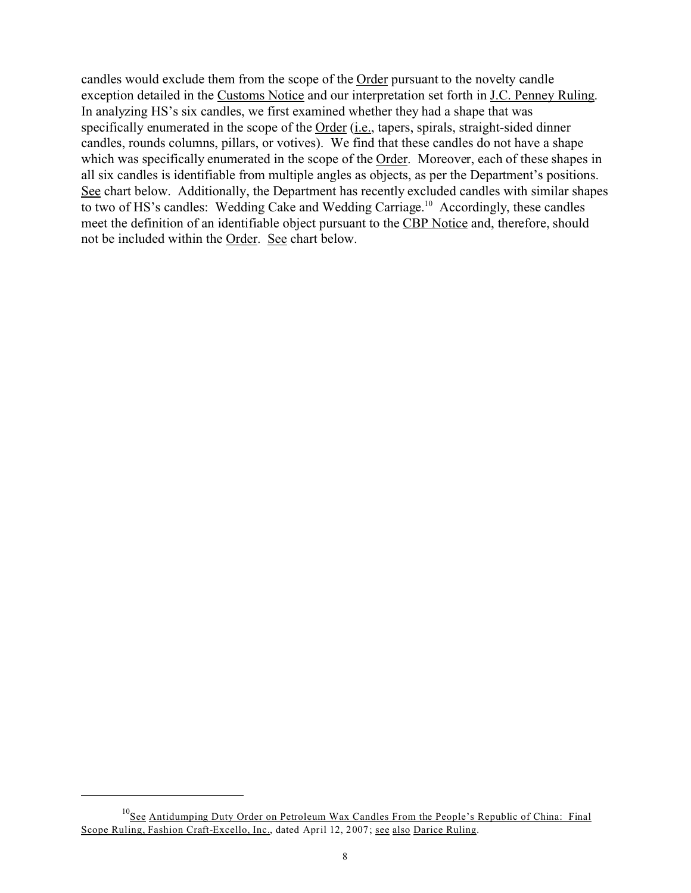candles would exclude them from the scope of the Order pursuant to the novelty candle exception detailed in the Customs Notice and our interpretation set forth in J.C. Penney Ruling. In analyzing HS's six candles, we first examined whether they had a shape that was specifically enumerated in the scope of the Order (i.e., tapers, spirals, straight-sided dinner candles, rounds columns, pillars, or votives). We find that these candles do not have a shape which was specifically enumerated in the scope of the Order. Moreover, each of these shapes in all six candles is identifiable from multiple angles as objects, as per the Department's positions. See chart below. Additionally, the Department has recently excluded candles with similar shapes to two of HS's candles: Wedding Cake and Wedding Carriage.[10] Accordingly, these candles meet the definition of an identifiable object pursuant to the CBP Notice and, therefore, should not be included within the Order. See chart below.

---

[10] See Antidumping Duty Order on Petroleum Wax Candles From the People's Republic of China: Final Scope Ruling, Fashion Craft-Excello, Inc., dated April 12, 2007; see also Darice Ruling.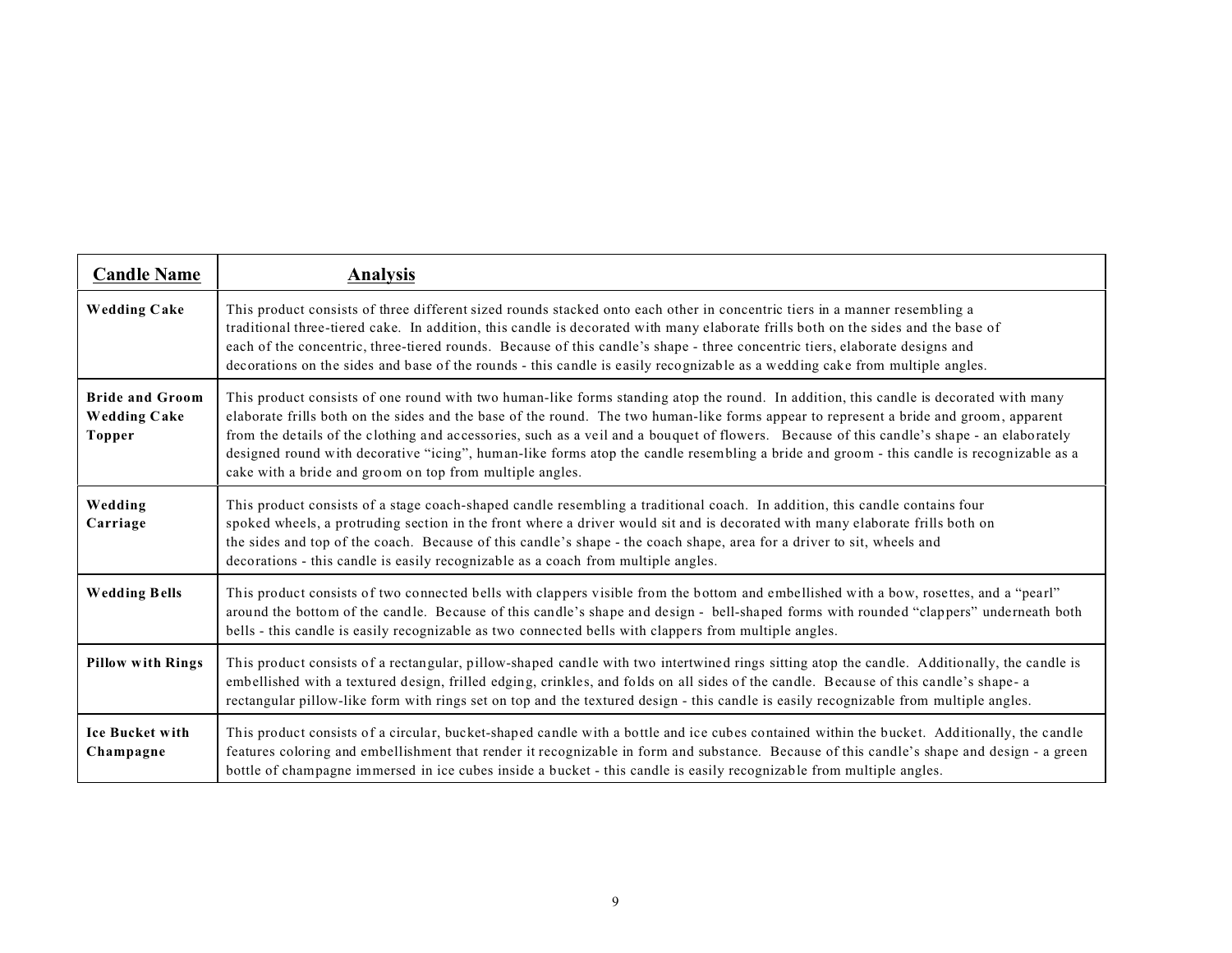| Candle Name | Analysis |
|---|---|
| **Wedding Cake** | This product consists of three different sized rounds stacked onto each other in concentric tiers in a manner resembling a traditional three-tiered cake. In addition, this candle is decorated with many elaborate frills both on the sides and the base of each of the concentric, three-tiered rounds. Because of this candle's shape - three concentric tiers, elaborate designs and decorations on the sides and base of the rounds - this candle is easily recognizable as a wedding cake from multiple angles. |
| **Bride and Groom Wedding Cake Topper** | This product consists of one round with two human-like forms standing atop the round. In addition, this candle is decorated with many elaborate frills both on the sides and the base of the round. The two human-like forms appear to represent a bride and groom, apparent from the details of the clothing and accessories, such as a veil and a bouquet of flowers. Because of this candle's shape - an elaborately designed round with decorative "icing", human-like forms atop the candle resembling a bride and groom - this candle is recognizable as a cake with a bride and groom on top from multiple angles. |
| **Wedding Carriage** | This product consists of a stage coach-shaped candle resembling a traditional coach. In addition, this candle contains four spoked wheels, a protruding section in the front where a driver would sit and is decorated with many elaborate frills both on the sides and top of the coach. Because of this candle's shape - the coach shape, area for a driver to sit, wheels and decorations - this candle is easily recognizable as a coach from multiple angles. |
| **Wedding Bells** | This product consists of two connected bells with clappers visible from the bottom and embellished with a bow, rosettes, and a "pearl" around the bottom of the candle. Because of this candle's shape and design - bell-shaped forms with rounded "clappers" underneath both bells - this candle is easily recognizable as two connected bells with clappers from multiple angles. |
| **Pillow with Rings** | This product consists of a rectangular, pillow-shaped candle with two intertwined rings sitting atop the candle. Additionally, the candle is embellished with a textured design, frilled edging, crinkles, and folds on all sides of the candle. Because of this candle's shape- a rectangular pillow-like form with rings set on top and the textured design - this candle is easily recognizable from multiple angles. |
| **Ice Bucket with Champagne** | This product consists of a circular, bucket-shaped candle with a bottle and ice cubes contained within the bucket. Additionally, the candle features coloring and embellishment that render it recognizable in form and substance. Because of this candle's shape and design - a green bottle of champagne immersed in ice cubes inside a bucket - this candle is easily recognizable from multiple angles. |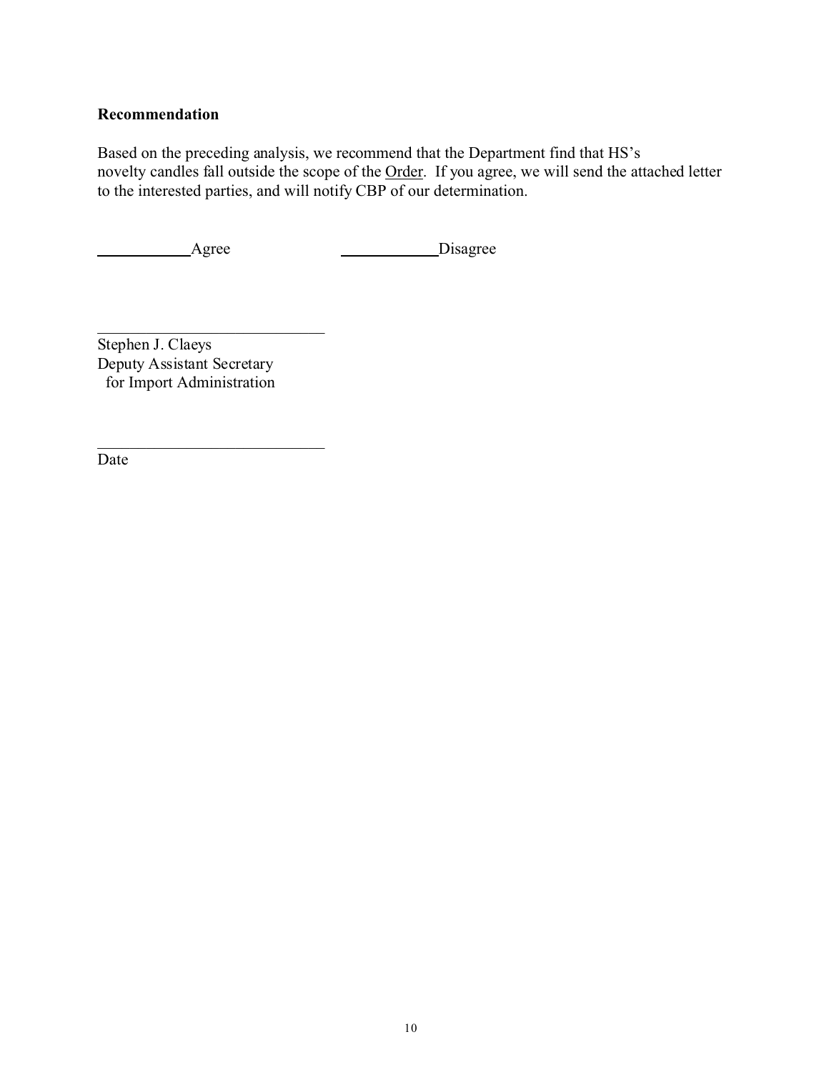**Recommendation**

Based on the preceding analysis, we recommend that the Department find that HS's novelty candles fall outside the scope of the Order. If you agree, we will send the attached letter to the interested parties, and will notify CBP of our determination.

\_\_\_\_\_\_\_\_\_\_\_\_ Agree \_\_\_\_\_\_\_\_\_\_\_\_ Disagree

\_\_\_\_\_\_\_\_\_\_\_\_\_\_\_\_\_\_\_\_\_\_\_\_\_\_\_\_\_\_
Stephen J. Claeys
Deputy Assistant Secretary
for Import Administration

\_\_\_\_\_\_\_\_\_\_\_\_\_\_\_\_\_\_\_\_\_\_\_\_\_\_\_\_\_\_
Date